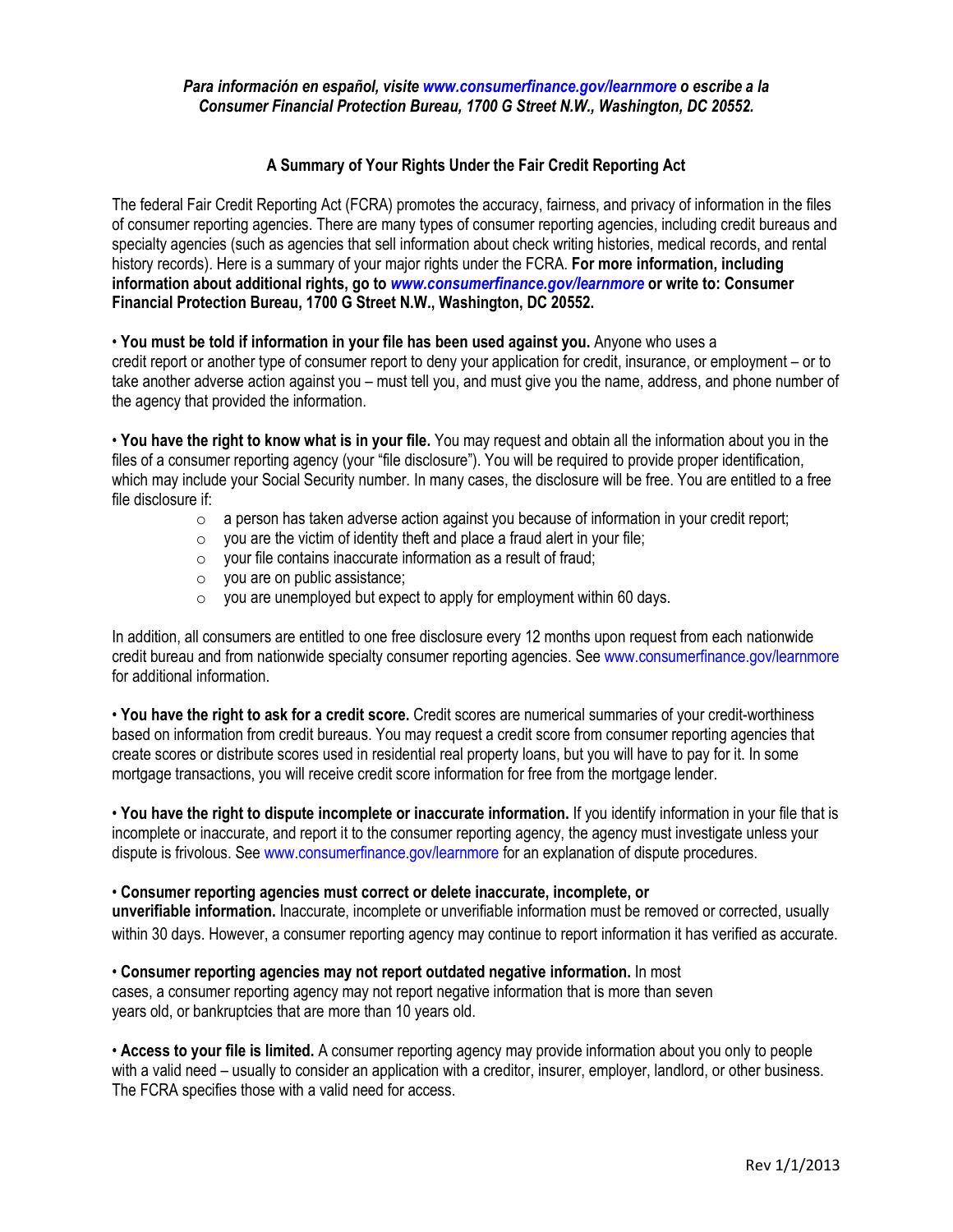*Para información en español, visite www.consumerfinance.gov/learnmore o escribe a la Consumer Financial Protection Bureau, 1700 G Street N.W., Washington, DC 20552.*

## A Summary of Your Rights Under the Fair Credit Reporting Act

The federal Fair Credit Reporting Act (FCRA) promotes the accuracy, fairness, and privacy of information in the files of consumer reporting agencies. There are many types of consumer reporting agencies, including credit bureaus and specialty agencies (such as agencies that sell information about check writing histories, medical records, and rental history records). Here is a summary of your major rights under the FCRA. **For more information, including information about additional rights, go to *www.consumerfinance.gov/learnmore* or write to: Consumer Financial Protection Bureau, 1700 G Street N.W., Washington, DC 20552.**

- **You must be told if information in your file has been used against you.** Anyone who uses a credit report or another type of consumer report to deny your application for credit, insurance, or employment – or to take another adverse action against you – must tell you, and must give you the name, address, and phone number of the agency that provided the information.

- **You have the right to know what is in your file.** You may request and obtain all the information about you in the files of a consumer reporting agency (your "file disclosure"). You will be required to provide proper identification, which may include your Social Security number. In many cases, the disclosure will be free. You are entitled to a free file disclosure if:
  - a person has taken adverse action against you because of information in your credit report;
  - you are the victim of identity theft and place a fraud alert in your file;
  - your file contains inaccurate information as a result of fraud;
  - you are on public assistance;
  - you are unemployed but expect to apply for employment within 60 days.

In addition, all consumers are entitled to one free disclosure every 12 months upon request from each nationwide credit bureau and from nationwide specialty consumer reporting agencies. See www.consumerfinance.gov/learnmore for additional information.

- **You have the right to ask for a credit score.** Credit scores are numerical summaries of your credit-worthiness based on information from credit bureaus. You may request a credit score from consumer reporting agencies that create scores or distribute scores used in residential real property loans, but you will have to pay for it. In some mortgage transactions, you will receive credit score information for free from the mortgage lender.

- **You have the right to dispute incomplete or inaccurate information.** If you identify information in your file that is incomplete or inaccurate, and report it to the consumer reporting agency, the agency must investigate unless your dispute is frivolous. See www.consumerfinance.gov/learnmore for an explanation of dispute procedures.

- **Consumer reporting agencies must correct or delete inaccurate, incomplete, or unverifiable information.** Inaccurate, incomplete or unverifiable information must be removed or corrected, usually within 30 days. However, a consumer reporting agency may continue to report information it has verified as accurate.

- **Consumer reporting agencies may not report outdated negative information.** In most cases, a consumer reporting agency may not report negative information that is more than seven years old, or bankruptcies that are more than 10 years old.

- **Access to your file is limited.** A consumer reporting agency may provide information about you only to people with a valid need – usually to consider an application with a creditor, insurer, employer, landlord, or other business. The FCRA specifies those with a valid need for access.

Rev 1/1/2013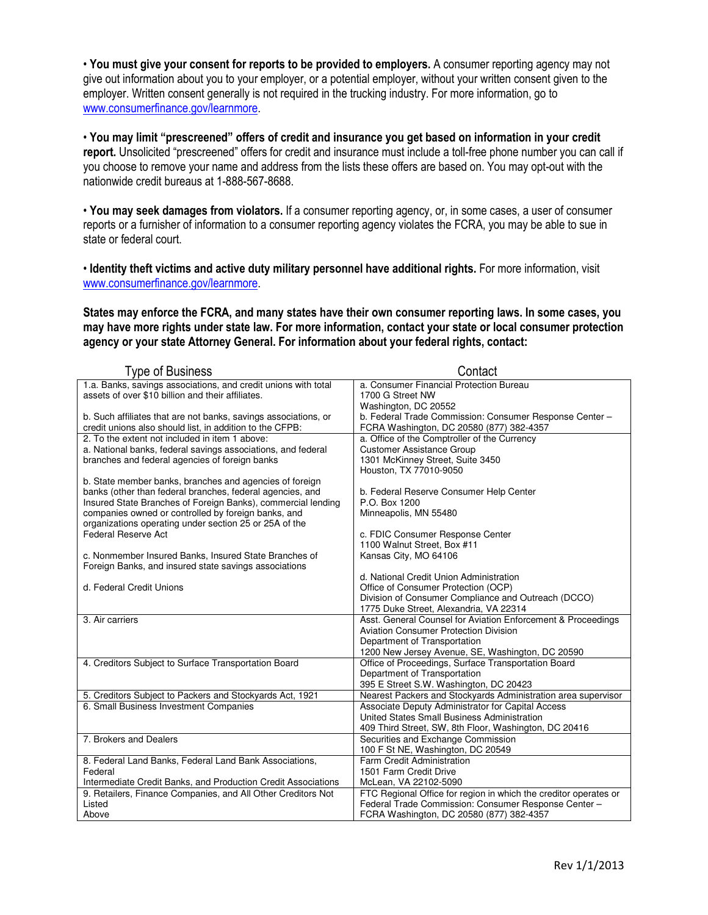• **You must give your consent for reports to be provided to employers.** A consumer reporting agency may not give out information about you to your employer, or a potential employer, without your written consent given to the employer. Written consent generally is not required in the trucking industry. For more information, go to www.consumerfinance.gov/learnmore.

• **You may limit "prescreened" offers of credit and insurance you get based on information in your credit report.** Unsolicited "prescreened" offers for credit and insurance must include a toll-free phone number you can call if you choose to remove your name and address from the lists these offers are based on. You may opt-out with the nationwide credit bureaus at 1-888-567-8688.

• **You may seek damages from violators.** If a consumer reporting agency, or, in some cases, a user of consumer reports or a furnisher of information to a consumer reporting agency violates the FCRA, you may be able to sue in state or federal court.

• **Identity theft victims and active duty military personnel have additional rights.** For more information, visit www.consumerfinance.gov/learnmore.

**States may enforce the FCRA, and many states have their own consumer reporting laws. In some cases, you may have more rights under state law. For more information, contact your state or local consumer protection agency or your state Attorney General. For information about your federal rights, contact:**

| Type of Business | Contact |
|---|---|
| 1.a. Banks, savings associations, and credit unions with total assets of over $10 billion and their affiliates.<br><br>b. Such affiliates that are not banks, savings associations, or credit unions also should list, in addition to the CFPB: | a. Consumer Financial Protection Bureau<br>1700 G Street NW<br>Washington, DC 20552<br>b. Federal Trade Commission: Consumer Response Center – FCRA Washington, DC 20580 (877) 382-4357 |
| 2. To the extent not included in item 1 above:<br>a. National banks, federal savings associations, and federal branches and federal agencies of foreign banks<br><br>b. State member banks, branches and agencies of foreign banks (other than federal branches, federal agencies, and Insured State Branches of Foreign Banks), commercial lending companies owned or controlled by foreign banks, and organizations operating under section 25 or 25A of the Federal Reserve Act<br><br>c. Nonmember Insured Banks, Insured State Branches of Foreign Banks, and insured state savings associations<br><br>d. Federal Credit Unions | a. Office of the Comptroller of the Currency<br>Customer Assistance Group<br>1301 McKinney Street, Suite 3450<br>Houston, TX 77010-9050<br><br>b. Federal Reserve Consumer Help Center<br>P.O. Box 1200<br>Minneapolis, MN 55480<br><br>c. FDIC Consumer Response Center<br>1100 Walnut Street, Box #11<br>Kansas City, MO 64106<br><br>d. National Credit Union Administration<br>Office of Consumer Protection (OCP)<br>Division of Consumer Compliance and Outreach (DCCO)<br>1775 Duke Street, Alexandria, VA 22314 |
| 3. Air carriers | Asst. General Counsel for Aviation Enforcement & Proceedings<br>Aviation Consumer Protection Division<br>Department of Transportation<br>1200 New Jersey Avenue, SE, Washington, DC 20590 |
| 4. Creditors Subject to Surface Transportation Board | Office of Proceedings, Surface Transportation Board<br>Department of Transportation<br>395 E Street S.W. Washington, DC 20423 |
| 5. Creditors Subject to Packers and Stockyards Act, 1921 | Nearest Packers and Stockyards Administration area supervisor |
| 6. Small Business Investment Companies | Associate Deputy Administrator for Capital Access<br>United States Small Business Administration<br>409 Third Street, SW, 8th Floor, Washington, DC 20416 |
| 7. Brokers and Dealers | Securities and Exchange Commission<br>100 F St NE, Washington, DC 20549 |
| 8. Federal Land Banks, Federal Land Bank Associations, Federal Intermediate Credit Banks, and Production Credit Associations | Farm Credit Administration<br>1501 Farm Credit Drive<br>McLean, VA 22102-5090 |
| 9. Retailers, Finance Companies, and All Other Creditors Not Listed Above | FTC Regional Office for region in which the creditor operates or Federal Trade Commission: Consumer Response Center – FCRA Washington, DC 20580 (877) 382-4357 |

Rev 1/1/2013